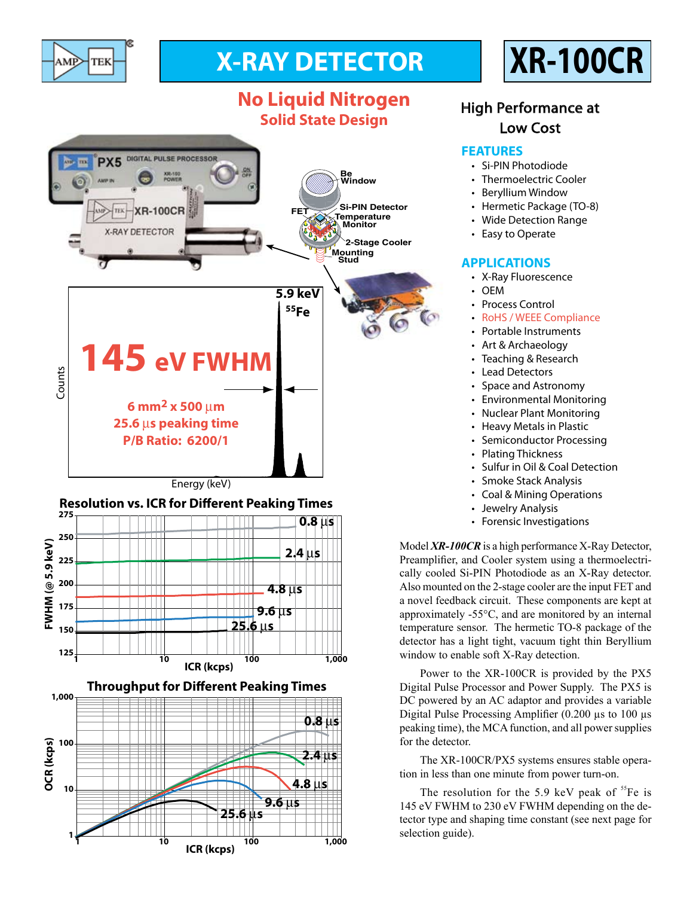# X-RAY DETECTOR

# XR-100CR

## No Liquid Nitrogen

### Solid State Design

### High Performance at Low Cost

## FEATURES

- Si-PIN Photodiode
- Thermoelectric Cooler
- Beryllium Window
- Hermetic Package (TO-8)
- Wide Detection Range
- Easy to Operate

## APPLICATIONS

- X-Ray Fluorescence
- OEM
- Process Control
- RoHS / WEEE Compliance
- Portable Instruments
- Art & Archaeology
- Teaching & Research
- Lead Detectors
- Space and Astronomy
- Environmental Monitoring
- Nuclear Plant Monitoring
- Heavy Metals in Plastic
- Semiconductor Processing
- Plating Thickness
- Sulfur in Oil & Coal Detection
- Smoke Stack Analysis
- Coal & Mining Operations
- Jewelry Analysis
- Forensic Investigations

**145 eV FWHM**

6 mm² x 500 µm
25.6 µs peaking time
P/B Ratio: 6200/1

5.9 keV $^{55}$Fe

### Resolution vs. ICR for Different Peaking Times

### Throughput for Different Peaking Times

Model ***XR-100CR*** is a high performance X-Ray Detector, Preamplifier, and Cooler system using a thermoelectrically cooled Si-PIN Photodiode as an X-Ray detector. Also mounted on the 2-stage cooler are the input FET and a novel feedback circuit. These components are kept at approximately -55°C, and are monitored by an internal temperature sensor. The hermetic TO-8 package of the detector has a light tight, vacuum tight thin Beryllium window to enable soft X-Ray detection.

Power to the XR-100CR is provided by the PX5 Digital Pulse Processor and Power Supply. The PX5 is DC powered by an AC adaptor and provides a variable Digital Pulse Processing Amplifier (0.200 µs to 100 µs peaking time), the MCA function, and all power supplies for the detector.

The XR-100CR/PX5 systems ensures stable operation in less than one minute from power turn-on.

The resolution for the 5.9 keV peak of $^{55}$Fe is 145 eV FWHM to 230 eV FWHM depending on the detector type and shaping time constant (see next page for selection guide).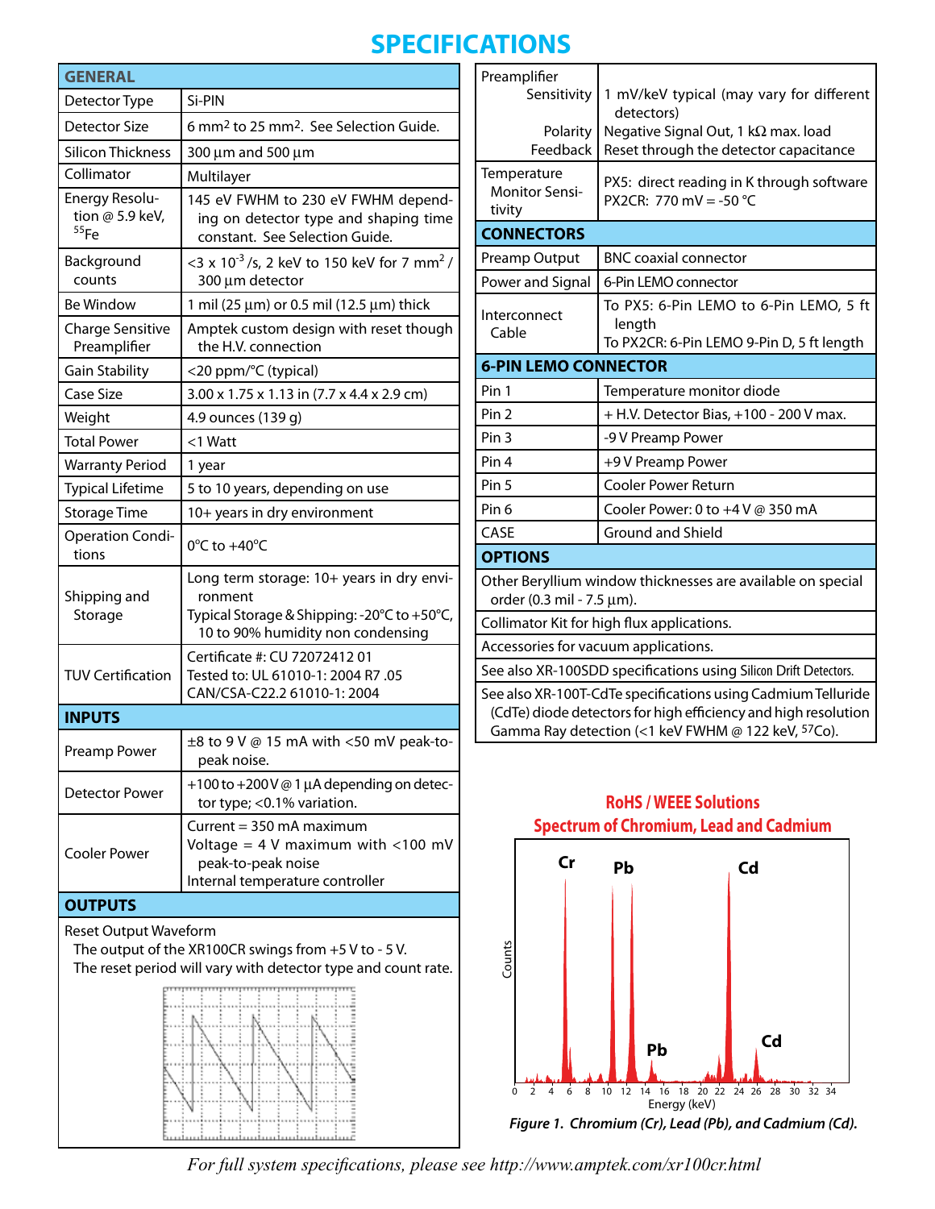# SPECIFICATIONS

| GENERAL | |
|---|---|
| Detector Type | Si-PIN |
| Detector Size | 6 mm$^2$ to 25 mm$^2$. See Selection Guide. |
| Silicon Thickness | 300 µm and 500 µm |
| Collimator | Multilayer |
| Energy Resolution @ 5.9 keV, $^{55}$Fe | 145 eV FWHM to 230 eV FWHM depending on detector type and shaping time constant. See Selection Guide. |
| Background counts | <3 x $10^{-3}$ /s, 2 keV to 150 keV for 7 mm$^2$ / 300 µm detector |
| Be Window | 1 mil (25 µm) or 0.5 mil (12.5 µm) thick |
| Charge Sensitive Preamplifier | Amptek custom design with reset though the H.V. connection |
| Gain Stability | <20 ppm/°C (typical) |
| Case Size | 3.00 x 1.75 x 1.13 in (7.7 x 4.4 x 2.9 cm) |
| Weight | 4.9 ounces (139 g) |
| Total Power | <1 Watt |
| Warranty Period | 1 year |
| Typical Lifetime | 5 to 10 years, depending on use |
| Storage Time | 10+ years in dry environment |
| Operation Conditions | 0°C to +40°C |
| Shipping and Storage | Long term storage: 10+ years in dry environment<br>Typical Storage & Shipping: -20°C to +50°C, 10 to 90% humidity non condensing |
| TUV Certification | Certificate #: CU 72072412 01<br>Tested to: UL 61010-1: 2004 R7 .05<br>CAN/CSA-C22.2 61010-1: 2004 |

| INPUTS | |
|---|---|
| Preamp Power | ±8 to 9 V @ 15 mA with <50 mV peak-to-peak noise. |
| Detector Power | +100 to +200 V @ 1 µA depending on detector type; <0.1% variation. |
| Cooler Power | Current = 350 mA maximum<br>Voltage = 4 V maximum with <100 mV peak-to-peak noise<br>Internal temperature controller |

## OUTPUTS

Reset Output Waveform

The output of the XR100CR swings from +5 V to - 5 V.
The reset period will vary with detector type and count rate.

| Preamplifier | |
|---|---|
| Sensitivity | 1 mV/keV typical (may vary for different detectors) |
| Polarity | Negative Signal Out, 1 kΩ max. load |
| Feedback | Reset through the detector capacitance |
| Temperature Monitor Sensitivity | PX5: direct reading in K through software<br>PX2CR: 770 mV = -50 °C |

| CONNECTORS | |
|---|---|
| Preamp Output | BNC coaxial connector |
| Power and Signal | 6-Pin LEMO connector |
| Interconnect Cable | To PX5: 6-Pin LEMO to 6-Pin LEMO, 5 ft length<br>To PX2CR: 6-Pin LEMO 9-Pin D, 5 ft length |

| 6-PIN LEMO CONNECTOR | |
|---|---|
| Pin 1 | Temperature monitor diode |
| Pin 2 | + H.V. Detector Bias, +100 - 200 V max. |
| Pin 3 | -9 V Preamp Power |
| Pin 4 | +9 V Preamp Power |
| Pin 5 | Cooler Power Return |
| Pin 6 | Cooler Power: 0 to +4 V @ 350 mA |
| CASE | Ground and Shield |

## OPTIONS

- Other Beryllium window thicknesses are available on special order (0.3 mil - 7.5 µm).
- Collimator Kit for high flux applications.
- Accessories for vacuum applications.
- See also XR-100SDD specifications using Silicon Drift Detectors.
- See also XR-100T-CdTe specifications using Cadmium Telluride (CdTe) diode detectors for high efficiency and high resolution Gamma Ray detection (<1 keV FWHM @ 122 keV, $^{57}$Co).

**RoHS / WEEE Solutions**
**Spectrum of Chromium, Lead and Cadmium**

*Figure 1. Chromium (Cr), Lead (Pb), and Cadmium (Cd).*

*For full system specifications, please see http://www.amptek.com/xr100cr.html*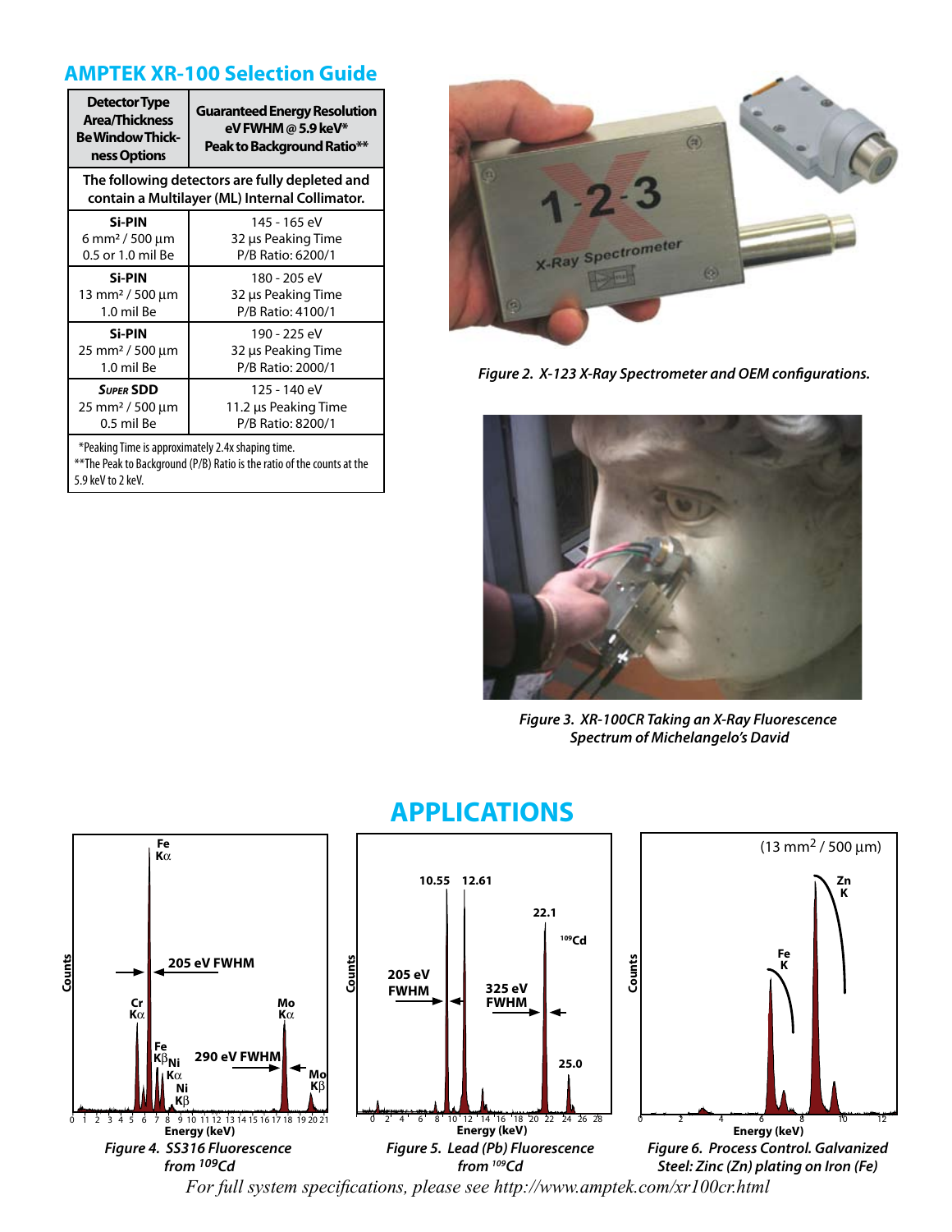## AMPTEK XR-100 Selection Guide

| Detector Type Area/Thickness Be Window Thickness Options | Guaranteed Energy Resolution eV FWHM @ 5.9 keV* Peak to Background Ratio** |
|---|---|
| The following detectors are fully depleted and contain a Multilayer (ML) Internal Collimator. | |
| **Si-PIN** 6 mm² / 500 µm 0.5 or 1.0 mil Be | 145 - 165 eV 32 µs Peaking Time P/B Ratio: 6200/1 |
| **Si-PIN** 13 mm² / 500 µm 1.0 mil Be | 180 - 205 eV 32 µs Peaking Time P/B Ratio: 4100/1 |
| **Si-PIN** 25 mm² / 500 µm 1.0 mil Be | 190 - 225 eV 32 µs Peaking Time P/B Ratio: 2000/1 |
| **SUPER SDD** 25 mm² / 500 µm 0.5 mil Be | 125 - 140 eV 11.2 µs Peaking Time P/B Ratio: 8200/1 |

*Peaking Time is approximately 2.4x shaping time.
**The Peak to Background (P/B) Ratio is the ratio of the counts at the 5.9 keV to 2 keV.

*Figure 2. X-123 X-Ray Spectrometer and OEM configurations.*

*Figure 3. XR-100CR Taking an X-Ray Fluorescence Spectrum of Michelangelo's David*

## APPLICATIONS

*Figure 4. SS316 Fluorescence from $^{109}$Cd*

*Figure 5. Lead (Pb) Fluorescence from $^{109}$Cd*

*Figure 6. Process Control. Galvanized Steel: Zinc (Zn) plating on Iron (Fe)*

*For full system specifications, please see http://www.amptek.com/xr100cr.html*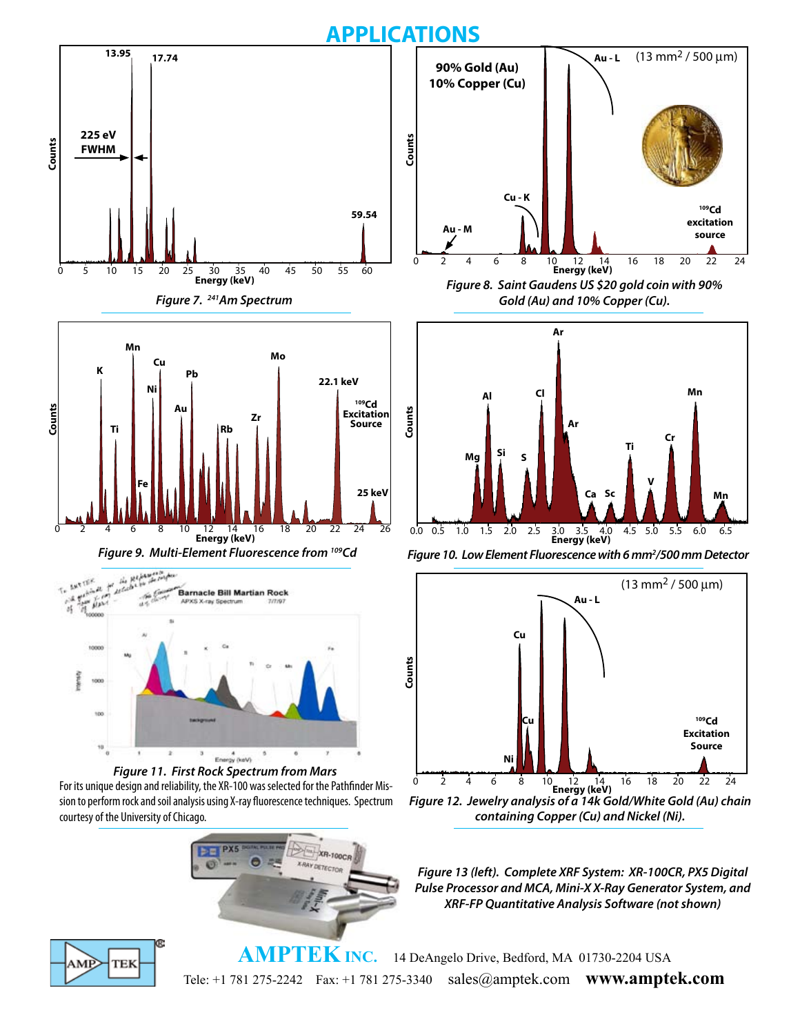# APPLICATIONS

Counts

13.95

17.74

225 eV FWHM

59.54

0 5 10 15 20 25 30 35 40 45 50 55 60

Energy (keV)

*Figure 7. $^{241}$Am Spectrum*

90% Gold (Au)
10% Copper (Cu)

Au - L

(13 mm$^2$ / 500 µm)

Cu - K

Au - M

$^{109}$Cd excitation source

Counts

0 2 4 6 8 10 12 14 16 18 20 22 24

Energy (keV)

*Figure 8. Saint Gaudens US $20 gold coin with 90% Gold (Au) and 10% Copper (Cu).*

Counts

Mn, Cu, K, Ni, Pb, Mo, Ti, Au, Zr, Rb, Fe

22.1 keV

$^{109}$Cd Excitation Source

25 keV

0 2 4 6 8 10 12 14 16 18 20 22 24 26

Energy (keV)

*Figure 9. Multi-Element Fluorescence from $^{109}$Cd*

Counts

Ar, Al, Cl, Mn, Ar, Cr, Mg, Si, S, Ti, V, Ca, Sc, Mn

0.0 0.5 1.0 1.5 2.0 2.5 3.0 3.5 4.0 4.5 5.0 5.5 6.0 6.5

Energy (keV)

*Figure 10. Low Element Fluorescence with 6 mm²/500 mm Detector*

Barnacle Bill Martian Rock

APXS X-ray Spectrum 7/7/97

*Figure 11. First Rock Spectrum from Mars*

For its unique design and reliability, the XR-100 was selected for the Pathfinder Mission to perform rock and soil analysis using X-ray fluorescence techniques. Spectrum courtesy of the University of Chicago.

(13 mm$^2$ / 500 µm)

Au - L

Cu

Cu

Ni

$^{109}$Cd Excitation Source

Counts

0 2 4 6 8 10 12 14 16 18 20 22 24

Energy (keV)

*Figure 12. Jewelry analysis of a 14k Gold/White Gold (Au) chain containing Copper (Cu) and Nickel (Ni).*

*Figure 13 (left). Complete XRF System: XR-100CR, PX5 Digital Pulse Processor and MCA, Mini-X X-Ray Generator System, and XRF-FP Quantitative Analysis Software (not shown)*

**AMPTEK INC.** 14 DeAngelo Drive, Bedford, MA 01730-2204 USA

Tele: +1 781 275-2242 Fax: +1 781 275-3340 sales@amptek.com **www.amptek.com**